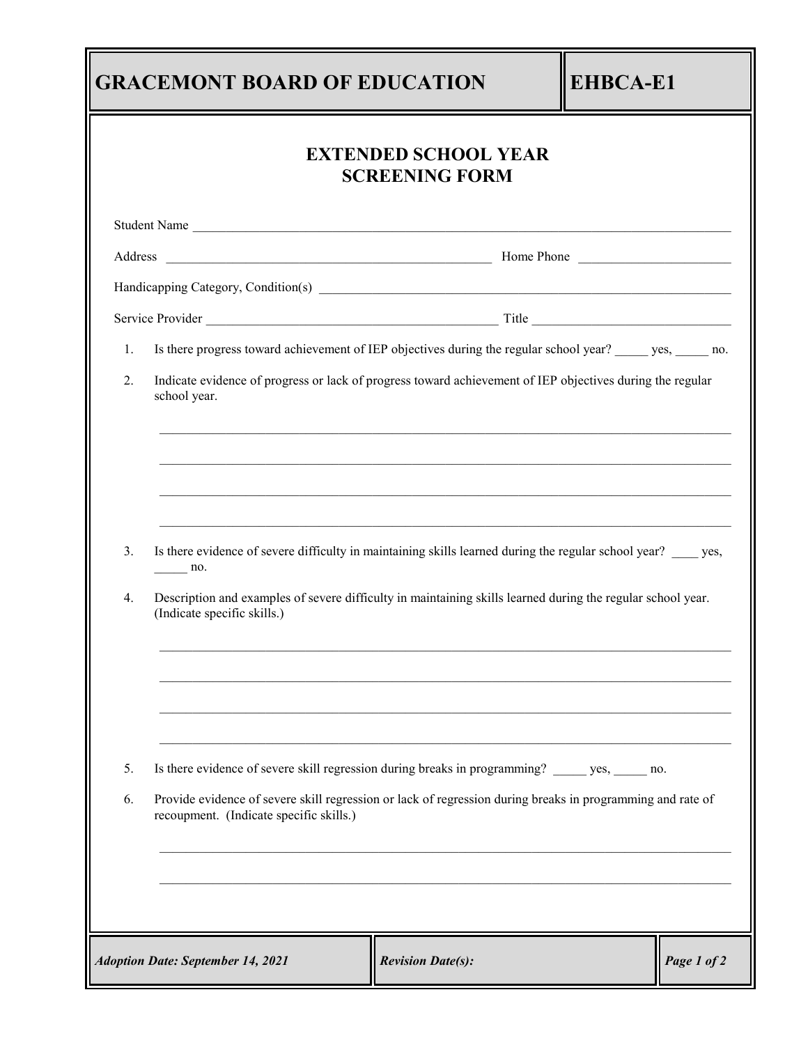# GRACEMONT BOARD OF EDUCATION

**EHBCA-E1**

## EXTENDED SCHOOL YEAR SCREENING FORM

Student Name \_\_\_\_\_\_\_\_\_\_\_\_\_\_\_\_\_\_\_\_\_\_\_\_\_\_\_\_\_\_\_\_\_\_\_\_\_\_\_\_\_\_\_\_\_\_\_\_\_\_\_\_\_\_\_\_\_\_\_\_\_\_\_\_

Address \_\_\_\_\_\_\_\_\_\_\_\_\_\_\_\_\_\_\_\_\_\_\_\_\_\_\_\_\_\_\_\_\_\_\_\_\_\_\_\_ Home Phone \_\_\_\_\_\_\_\_\_\_\_\_\_\_\_\_\_\_\_\_

Handicapping Category, Condition(s) \_\_\_\_\_\_\_\_\_\_\_\_\_\_\_\_\_\_\_\_\_\_\_\_\_\_\_\_\_\_\_\_\_\_\_\_\_\_\_\_\_\_\_\_\_\_\_\_\_\_

Service Provider \_\_\_\_\_\_\_\_\_\_\_\_\_\_\_\_\_\_\_\_\_\_\_\_\_\_\_\_\_\_\_\_\_\_\_\_\_\_ Title \_\_\_\_\_\_\_\_\_\_\_\_\_\_\_\_\_\_\_\_\_\_\_\_\_\_

1. Is there progress toward achievement of IEP objectives during the regular school year? \_\_\_\_\_ yes, \_\_\_\_\_ no.

2. Indicate evidence of progress or lack of progress toward achievement of IEP objectives during the regular school year.

   \_\_\_\_\_\_\_\_\_\_\_\_\_\_\_\_\_\_\_\_\_\_\_\_\_\_\_\_\_\_\_\_\_\_\_\_\_\_\_\_\_\_\_\_\_\_\_\_\_\_\_\_\_\_\_\_\_\_\_\_\_\_\_\_\_\_\_\_\_\_\_\_\_\_\_\_

   \_\_\_\_\_\_\_\_\_\_\_\_\_\_\_\_\_\_\_\_\_\_\_\_\_\_\_\_\_\_\_\_\_\_\_\_\_\_\_\_\_\_\_\_\_\_\_\_\_\_\_\_\_\_\_\_\_\_\_\_\_\_\_\_\_\_\_\_\_\_\_\_\_\_\_\_

   \_\_\_\_\_\_\_\_\_\_\_\_\_\_\_\_\_\_\_\_\_\_\_\_\_\_\_\_\_\_\_\_\_\_\_\_\_\_\_\_\_\_\_\_\_\_\_\_\_\_\_\_\_\_\_\_\_\_\_\_\_\_\_\_\_\_\_\_\_\_\_\_\_\_\_\_

   \_\_\_\_\_\_\_\_\_\_\_\_\_\_\_\_\_\_\_\_\_\_\_\_\_\_\_\_\_\_\_\_\_\_\_\_\_\_\_\_\_\_\_\_\_\_\_\_\_\_\_\_\_\_\_\_\_\_\_\_\_\_\_\_\_\_\_\_\_\_\_\_\_\_\_\_

3. Is there evidence of severe difficulty in maintaining skills learned during the regular school year? \_\_\_\_ yes, \_\_\_\_\_ no.

4. Description and examples of severe difficulty in maintaining skills learned during the regular school year. (Indicate specific skills.)

   \_\_\_\_\_\_\_\_\_\_\_\_\_\_\_\_\_\_\_\_\_\_\_\_\_\_\_\_\_\_\_\_\_\_\_\_\_\_\_\_\_\_\_\_\_\_\_\_\_\_\_\_\_\_\_\_\_\_\_\_\_\_\_\_\_\_\_\_\_\_\_\_\_\_\_\_

   \_\_\_\_\_\_\_\_\_\_\_\_\_\_\_\_\_\_\_\_\_\_\_\_\_\_\_\_\_\_\_\_\_\_\_\_\_\_\_\_\_\_\_\_\_\_\_\_\_\_\_\_\_\_\_\_\_\_\_\_\_\_\_\_\_\_\_\_\_\_\_\_\_\_\_\_

   \_\_\_\_\_\_\_\_\_\_\_\_\_\_\_\_\_\_\_\_\_\_\_\_\_\_\_\_\_\_\_\_\_\_\_\_\_\_\_\_\_\_\_\_\_\_\_\_\_\_\_\_\_\_\_\_\_\_\_\_\_\_\_\_\_\_\_\_\_\_\_\_\_\_\_\_

   \_\_\_\_\_\_\_\_\_\_\_\_\_\_\_\_\_\_\_\_\_\_\_\_\_\_\_\_\_\_\_\_\_\_\_\_\_\_\_\_\_\_\_\_\_\_\_\_\_\_\_\_\_\_\_\_\_\_\_\_\_\_\_\_\_\_\_\_\_\_\_\_\_\_\_\_

5. Is there evidence of severe skill regression during breaks in programming? \_\_\_\_\_ yes, \_\_\_\_\_ no.

6. Provide evidence of severe skill regression or lack of regression during breaks in programming and rate of recoupment. (Indicate specific skills.)

   \_\_\_\_\_\_\_\_\_\_\_\_\_\_\_\_\_\_\_\_\_\_\_\_\_\_\_\_\_\_\_\_\_\_\_\_\_\_\_\_\_\_\_\_\_\_\_\_\_\_\_\_\_\_\_\_\_\_\_\_\_\_\_\_\_\_\_\_\_\_\_\_\_\_\_\_

   \_\_\_\_\_\_\_\_\_\_\_\_\_\_\_\_\_\_\_\_\_\_\_\_\_\_\_\_\_\_\_\_\_\_\_\_\_\_\_\_\_\_\_\_\_\_\_\_\_\_\_\_\_\_\_\_\_\_\_\_\_\_\_\_\_\_\_\_\_\_\_\_\_\_\_\_

| *Adoption Date: September 14, 2021* | *Revision Date(s):* |
| --- | --- |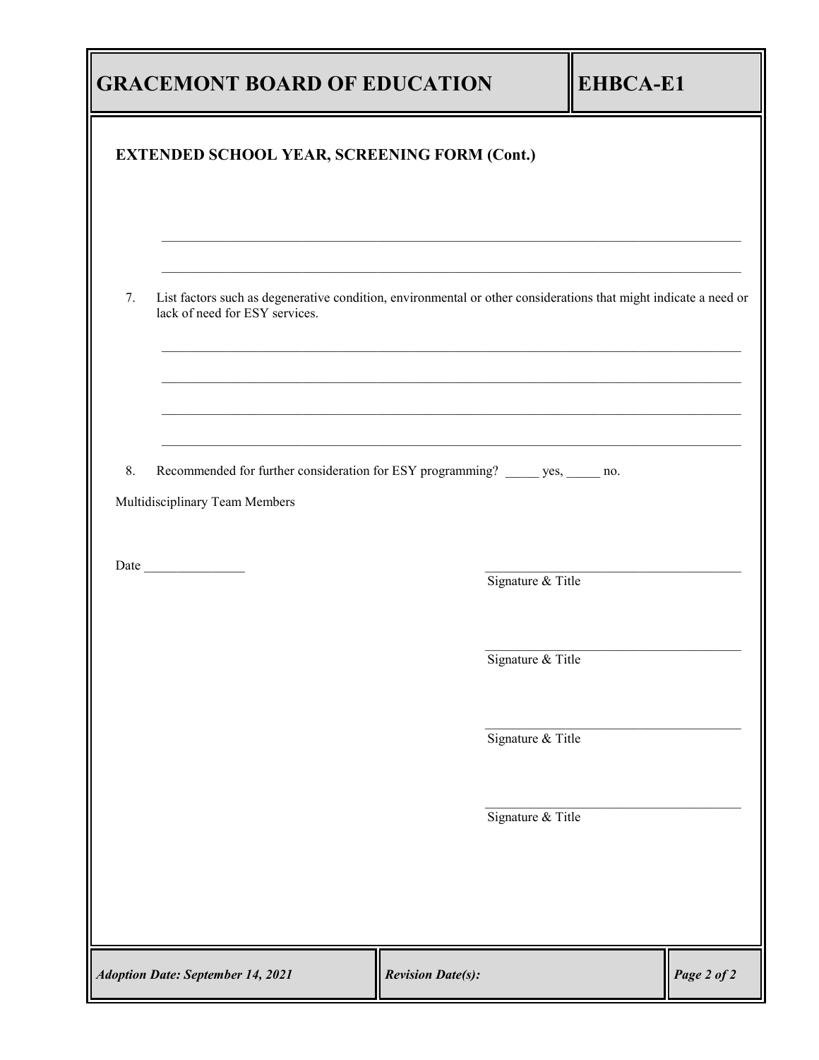## EXTENDED SCHOOL YEAR, SCREENING FORM (Cont.)

\_\_\_\_\_\_\_\_\_\_\_\_\_\_\_\_\_\_\_\_\_\_\_\_\_\_\_\_\_\_\_\_\_\_\_\_\_\_\_\_\_\_\_\_\_\_\_\_\_\_\_\_\_\_\_\_\_\_\_\_\_\_\_\_\_\_\_\_\_\_\_\_\_\_\_\_

\_\_\_\_\_\_\_\_\_\_\_\_\_\_\_\_\_\_\_\_\_\_\_\_\_\_\_\_\_\_\_\_\_\_\_\_\_\_\_\_\_\_\_\_\_\_\_\_\_\_\_\_\_\_\_\_\_\_\_\_\_\_\_\_\_\_\_\_\_\_\_\_\_\_\_\_

7. List factors such as degenerative condition, environmental or other considerations that might indicate a need or lack of need for ESY services.

\_\_\_\_\_\_\_\_\_\_\_\_\_\_\_\_\_\_\_\_\_\_\_\_\_\_\_\_\_\_\_\_\_\_\_\_\_\_\_\_\_\_\_\_\_\_\_\_\_\_\_\_\_\_\_\_\_\_\_\_\_\_\_\_\_\_\_\_\_\_\_\_\_\_\_\_

\_\_\_\_\_\_\_\_\_\_\_\_\_\_\_\_\_\_\_\_\_\_\_\_\_\_\_\_\_\_\_\_\_\_\_\_\_\_\_\_\_\_\_\_\_\_\_\_\_\_\_\_\_\_\_\_\_\_\_\_\_\_\_\_\_\_\_\_\_\_\_\_\_\_\_\_

\_\_\_\_\_\_\_\_\_\_\_\_\_\_\_\_\_\_\_\_\_\_\_\_\_\_\_\_\_\_\_\_\_\_\_\_\_\_\_\_\_\_\_\_\_\_\_\_\_\_\_\_\_\_\_\_\_\_\_\_\_\_\_\_\_\_\_\_\_\_\_\_\_\_\_\_

\_\_\_\_\_\_\_\_\_\_\_\_\_\_\_\_\_\_\_\_\_\_\_\_\_\_\_\_\_\_\_\_\_\_\_\_\_\_\_\_\_\_\_\_\_\_\_\_\_\_\_\_\_\_\_\_\_\_\_\_\_\_\_\_\_\_\_\_\_\_\_\_\_\_\_\_

8. Recommended for further consideration for ESY programming? \_\_\_\_\_ yes, \_\_\_\_\_ no.

Multidisciplinary Team Members

Date \_\_\_\_\_\_\_\_\_\_\_\_\_\_\_

\_\_\_\_\_\_\_\_\_\_\_\_\_\_\_\_\_\_\_\_\_\_\_\_\_\_\_\_\_\_\_\_\_\_\_\_\_\_\_
Signature & Title

\_\_\_\_\_\_\_\_\_\_\_\_\_\_\_\_\_\_\_\_\_\_\_\_\_\_\_\_\_\_\_\_\_\_\_\_\_\_\_
Signature & Title

\_\_\_\_\_\_\_\_\_\_\_\_\_\_\_\_\_\_\_\_\_\_\_\_\_\_\_\_\_\_\_\_\_\_\_\_\_\_\_
Signature & Title

\_\_\_\_\_\_\_\_\_\_\_\_\_\_\_\_\_\_\_\_\_\_\_\_\_\_\_\_\_\_\_\_\_\_\_\_\_\_\_
Signature & Title